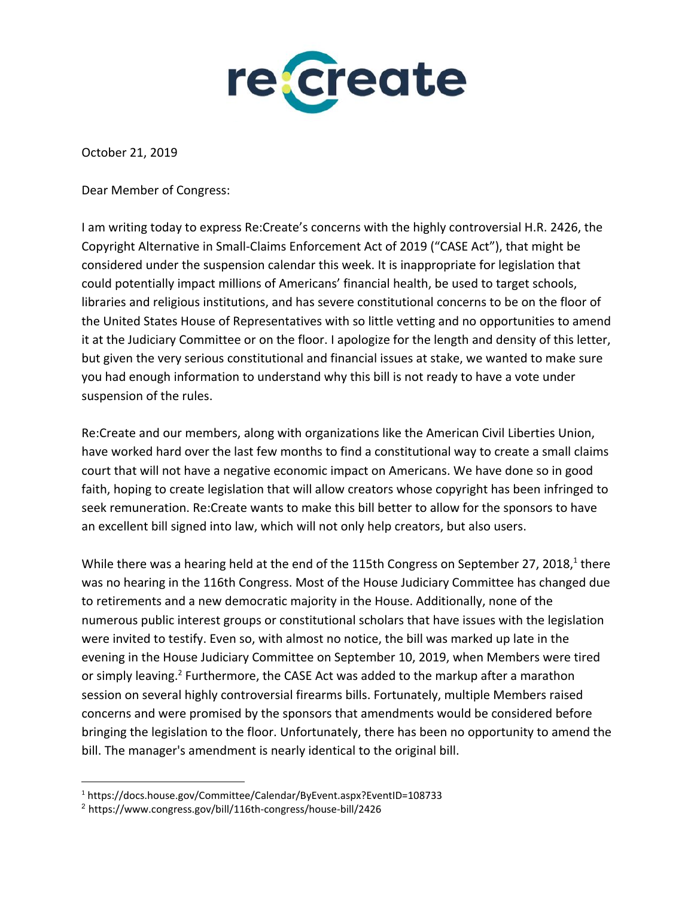re:create

October 21, 2019

Dear Member of Congress:

I am writing today to express Re:Create's concerns with the highly controversial H.R. 2426, the Copyright Alternative in Small-Claims Enforcement Act of 2019 ("CASE Act"), that might be considered under the suspension calendar this week. It is inappropriate for legislation that could potentially impact millions of Americans' financial health, be used to target schools, libraries and religious institutions, and has severe constitutional concerns to be on the floor of the United States House of Representatives with so little vetting and no opportunities to amend it at the Judiciary Committee or on the floor. I apologize for the length and density of this letter, but given the very serious constitutional and financial issues at stake, we wanted to make sure you had enough information to understand why this bill is not ready to have a vote under suspension of the rules.

Re:Create and our members, along with organizations like the American Civil Liberties Union, have worked hard over the last few months to find a constitutional way to create a small claims court that will not have a negative economic impact on Americans. We have done so in good faith, hoping to create legislation that will allow creators whose copyright has been infringed to seek remuneration. Re:Create wants to make this bill better to allow for the sponsors to have an excellent bill signed into law, which will not only help creators, but also users.

While there was a hearing held at the end of the 115th Congress on September 27, 2018,[1] there was no hearing in the 116th Congress. Most of the House Judiciary Committee has changed due to retirements and a new democratic majority in the House. Additionally, none of the numerous public interest groups or constitutional scholars that have issues with the legislation were invited to testify. Even so, with almost no notice, the bill was marked up late in the evening in the House Judiciary Committee on September 10, 2019, when Members were tired or simply leaving.[2] Furthermore, the CASE Act was added to the markup after a marathon session on several highly controversial firearms bills. Fortunately, multiple Members raised concerns and were promised by the sponsors that amendments would be considered before bringing the legislation to the floor. Unfortunately, there has been no opportunity to amend the bill. The manager's amendment is nearly identical to the original bill.

---

[1] https://docs.house.gov/Committee/Calendar/ByEvent.aspx?EventID=108733

[2] https://www.congress.gov/bill/116th-congress/house-bill/2426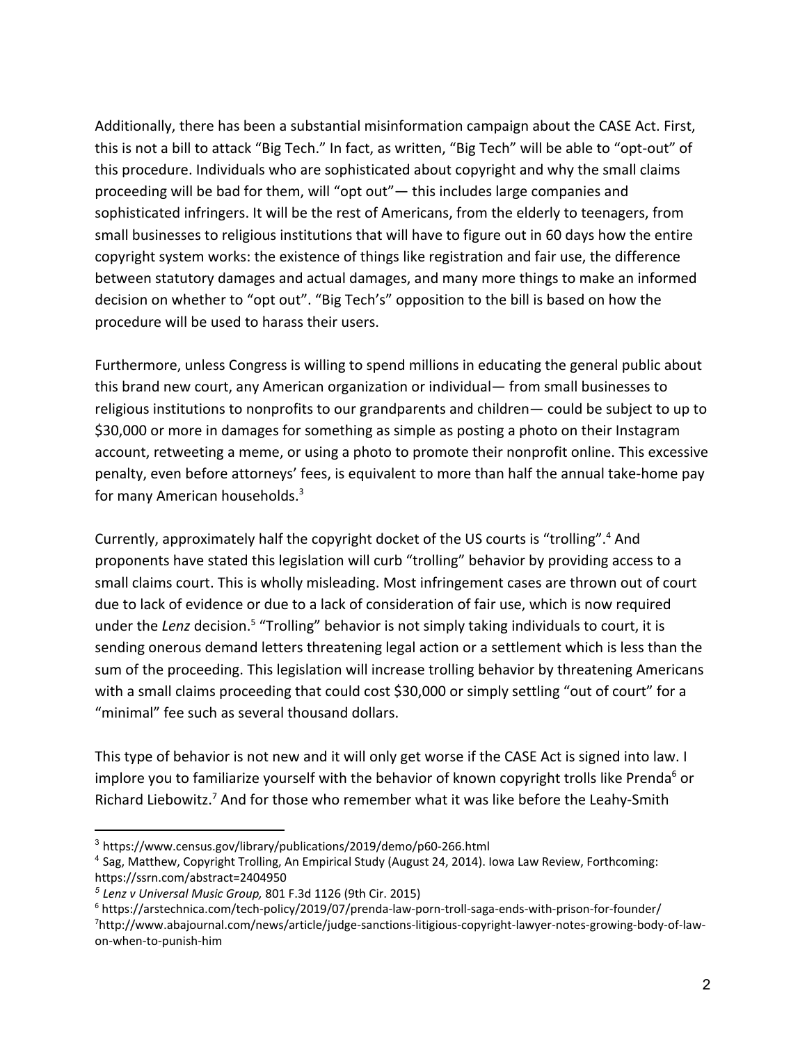Additionally, there has been a substantial misinformation campaign about the CASE Act. First, this is not a bill to attack "Big Tech." In fact, as written, "Big Tech" will be able to "opt-out" of this procedure. Individuals who are sophisticated about copyright and why the small claims proceeding will be bad for them, will "opt out"— this includes large companies and sophisticated infringers. It will be the rest of Americans, from the elderly to teenagers, from small businesses to religious institutions that will have to figure out in 60 days how the entire copyright system works: the existence of things like registration and fair use, the difference between statutory damages and actual damages, and many more things to make an informed decision on whether to "opt out". "Big Tech's" opposition to the bill is based on how the procedure will be used to harass their users.

Furthermore, unless Congress is willing to spend millions in educating the general public about this brand new court, any American organization or individual— from small businesses to religious institutions to nonprofits to our grandparents and children— could be subject to up to $30,000 or more in damages for something as simple as posting a photo on their Instagram account, retweeting a meme, or using a photo to promote their nonprofit online. This excessive penalty, even before attorneys' fees, is equivalent to more than half the annual take-home pay for many American households.[3]

Currently, approximately half the copyright docket of the US courts is "trolling".[4] And proponents have stated this legislation will curb "trolling" behavior by providing access to a small claims court. This is wholly misleading. Most infringement cases are thrown out of court due to lack of evidence or due to a lack of consideration of fair use, which is now required under the *Lenz* decision.[5] "Trolling" behavior is not simply taking individuals to court, it is sending onerous demand letters threatening legal action or a settlement which is less than the sum of the proceeding. This legislation will increase trolling behavior by threatening Americans with a small claims proceeding that could cost $30,000 or simply settling "out of court" for a "minimal" fee such as several thousand dollars.

This type of behavior is not new and it will only get worse if the CASE Act is signed into law. I implore you to familiarize yourself with the behavior of known copyright trolls like Prenda[6] or Richard Liebowitz.[7] And for those who remember what it was like before the Leahy-Smith

---

[3] https://www.census.gov/library/publications/2019/demo/p60-266.html

[4] Sag, Matthew, Copyright Trolling, An Empirical Study (August 24, 2014). Iowa Law Review, Forthcoming: https://ssrn.com/abstract=2404950

[5] *Lenz v Universal Music Group,* 801 F.3d 1126 (9th Cir. 2015)

[6] https://arstechnica.com/tech-policy/2019/07/prenda-law-porn-troll-saga-ends-with-prison-for-founder/

[7] http://www.abajournal.com/news/article/judge-sanctions-litigious-copyright-lawyer-notes-growing-body-of-law-on-when-to-punish-him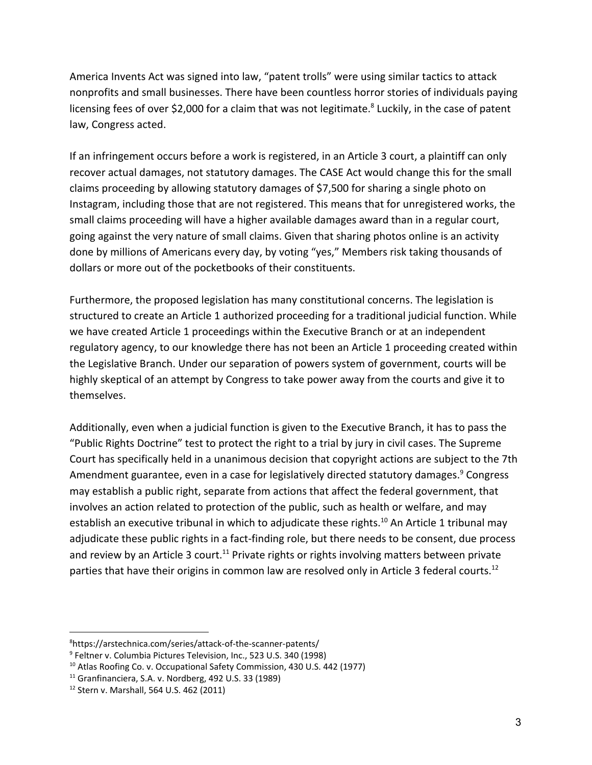America Invents Act was signed into law, "patent trolls" were using similar tactics to attack nonprofits and small businesses. There have been countless horror stories of individuals paying licensing fees of over $2,000 for a claim that was not legitimate.[8] Luckily, in the case of patent law, Congress acted.

If an infringement occurs before a work is registered, in an Article 3 court, a plaintiff can only recover actual damages, not statutory damages. The CASE Act would change this for the small claims proceeding by allowing statutory damages of $7,500 for sharing a single photo on Instagram, including those that are not registered. This means that for unregistered works, the small claims proceeding will have a higher available damages award than in a regular court, going against the very nature of small claims. Given that sharing photos online is an activity done by millions of Americans every day, by voting "yes," Members risk taking thousands of dollars or more out of the pocketbooks of their constituents.

Furthermore, the proposed legislation has many constitutional concerns. The legislation is structured to create an Article 1 authorized proceeding for a traditional judicial function. While we have created Article 1 proceedings within the Executive Branch or at an independent regulatory agency, to our knowledge there has not been an Article 1 proceeding created within the Legislative Branch. Under our separation of powers system of government, courts will be highly skeptical of an attempt by Congress to take power away from the courts and give it to themselves.

Additionally, even when a judicial function is given to the Executive Branch, it has to pass the "Public Rights Doctrine" test to protect the right to a trial by jury in civil cases. The Supreme Court has specifically held in a unanimous decision that copyright actions are subject to the 7th Amendment guarantee, even in a case for legislatively directed statutory damages.[9] Congress may establish a public right, separate from actions that affect the federal government, that involves an action related to protection of the public, such as health or welfare, and may establish an executive tribunal in which to adjudicate these rights.[10] An Article 1 tribunal may adjudicate these public rights in a fact-finding role, but there needs to be consent, due process and review by an Article 3 court.[11] Private rights or rights involving matters between private parties that have their origins in common law are resolved only in Article 3 federal courts.[12]

---

[8] https://arstechnica.com/series/attack-of-the-scanner-patents/

[9] Feltner v. Columbia Pictures Television, Inc., 523 U.S. 340 (1998)

[10] Atlas Roofing Co. v. Occupational Safety Commission, 430 U.S. 442 (1977)

[11] Granfinanciera, S.A. v. Nordberg, 492 U.S. 33 (1989)

[12] Stern v. Marshall, 564 U.S. 462 (2011)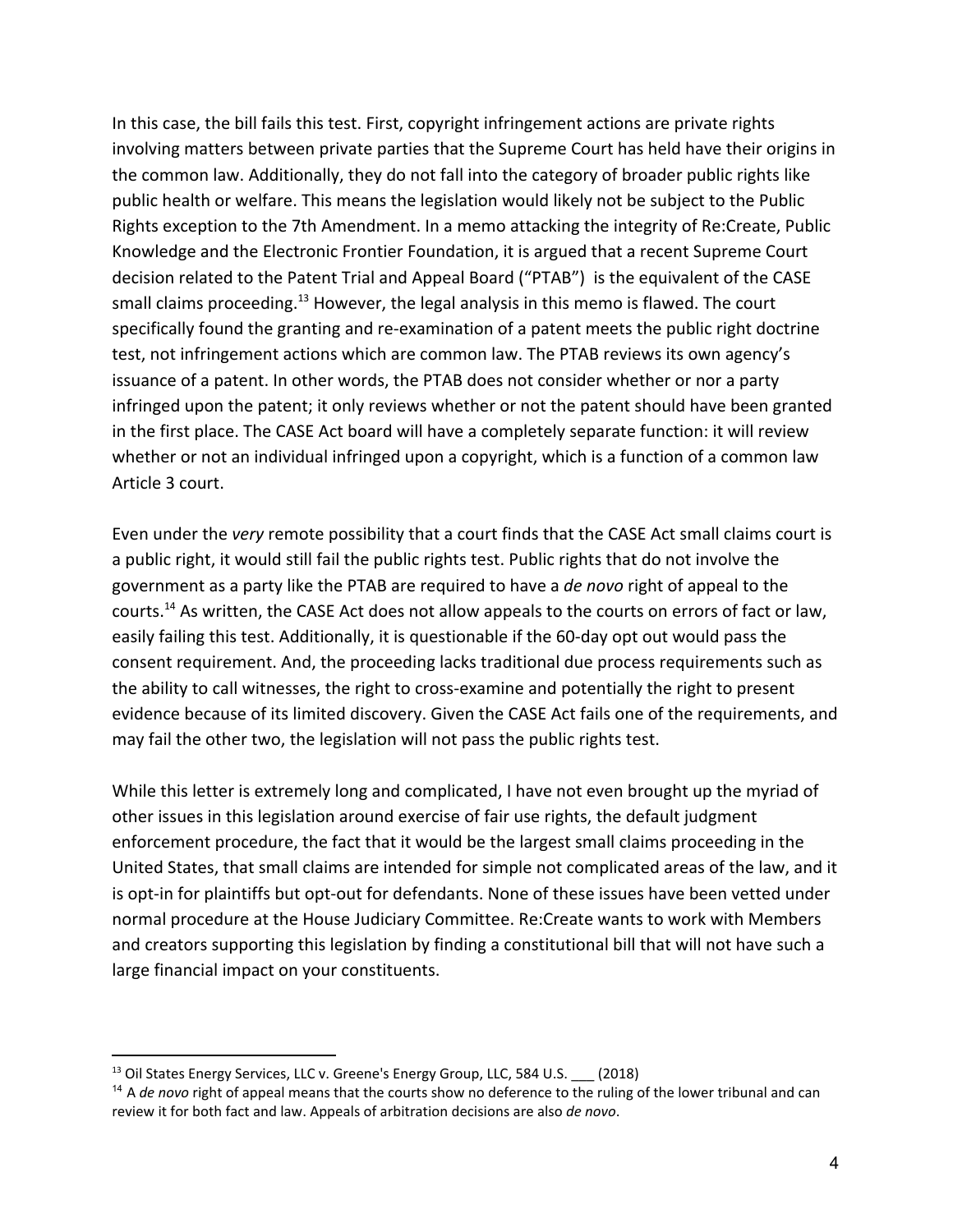In this case, the bill fails this test. First, copyright infringement actions are private rights involving matters between private parties that the Supreme Court has held have their origins in the common law. Additionally, they do not fall into the category of broader public rights like public health or welfare. This means the legislation would likely not be subject to the Public Rights exception to the 7th Amendment. In a memo attacking the integrity of Re:Create, Public Knowledge and the Electronic Frontier Foundation, it is argued that a recent Supreme Court decision related to the Patent Trial and Appeal Board ("PTAB") is the equivalent of the CASE small claims proceeding.[13] However, the legal analysis in this memo is flawed. The court specifically found the granting and re-examination of a patent meets the public right doctrine test, not infringement actions which are common law. The PTAB reviews its own agency's issuance of a patent. In other words, the PTAB does not consider whether or nor a party infringed upon the patent; it only reviews whether or not the patent should have been granted in the first place. The CASE Act board will have a completely separate function: it will review whether or not an individual infringed upon a copyright, which is a function of a common law Article 3 court.

Even under the *very* remote possibility that a court finds that the CASE Act small claims court is a public right, it would still fail the public rights test. Public rights that do not involve the government as a party like the PTAB are required to have a *de novo* right of appeal to the courts.[14] As written, the CASE Act does not allow appeals to the courts on errors of fact or law, easily failing this test. Additionally, it is questionable if the 60-day opt out would pass the consent requirement. And, the proceeding lacks traditional due process requirements such as the ability to call witnesses, the right to cross-examine and potentially the right to present evidence because of its limited discovery. Given the CASE Act fails one of the requirements, and may fail the other two, the legislation will not pass the public rights test.

While this letter is extremely long and complicated, I have not even brought up the myriad of other issues in this legislation around exercise of fair use rights, the default judgment enforcement procedure, the fact that it would be the largest small claims proceeding in the United States, that small claims are intended for simple not complicated areas of the law, and it is opt-in for plaintiffs but opt-out for defendants. None of these issues have been vetted under normal procedure at the House Judiciary Committee. Re:Create wants to work with Members and creators supporting this legislation by finding a constitutional bill that will not have such a large financial impact on your constituents.

---

[13] Oil States Energy Services, LLC v. Greene's Energy Group, LLC, 584 U.S. ___ (2018)

[14] A *de novo* right of appeal means that the courts show no deference to the ruling of the lower tribunal and can review it for both fact and law. Appeals of arbitration decisions are also *de novo*.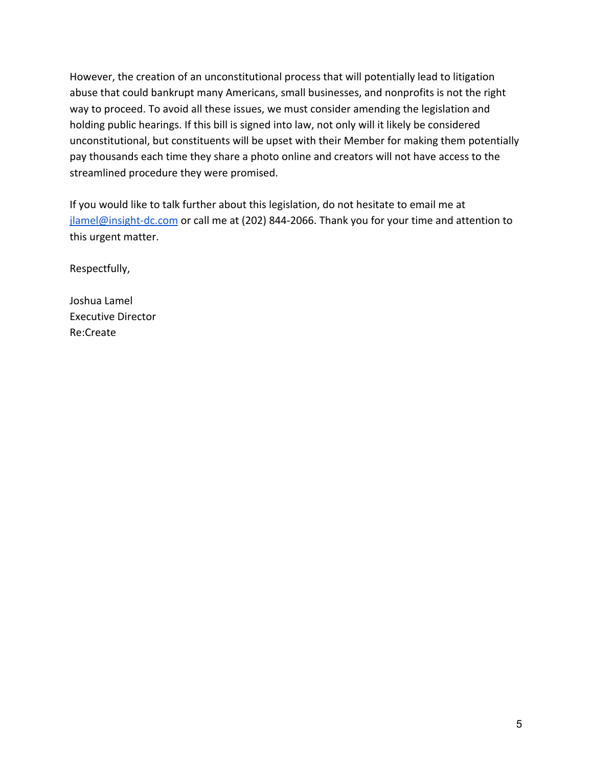However, the creation of an unconstitutional process that will potentially lead to litigation abuse that could bankrupt many Americans, small businesses, and nonprofits is not the right way to proceed. To avoid all these issues, we must consider amending the legislation and holding public hearings. If this bill is signed into law, not only will it likely be considered unconstitutional, but constituents will be upset with their Member for making them potentially pay thousands each time they share a photo online and creators will not have access to the streamlined procedure they were promised.

If you would like to talk further about this legislation, do not hesitate to email me at jlamel@insight-dc.com or call me at (202) 844-2066. Thank you for your time and attention to this urgent matter.

Respectfully,

Joshua Lamel
Executive Director
Re:Create